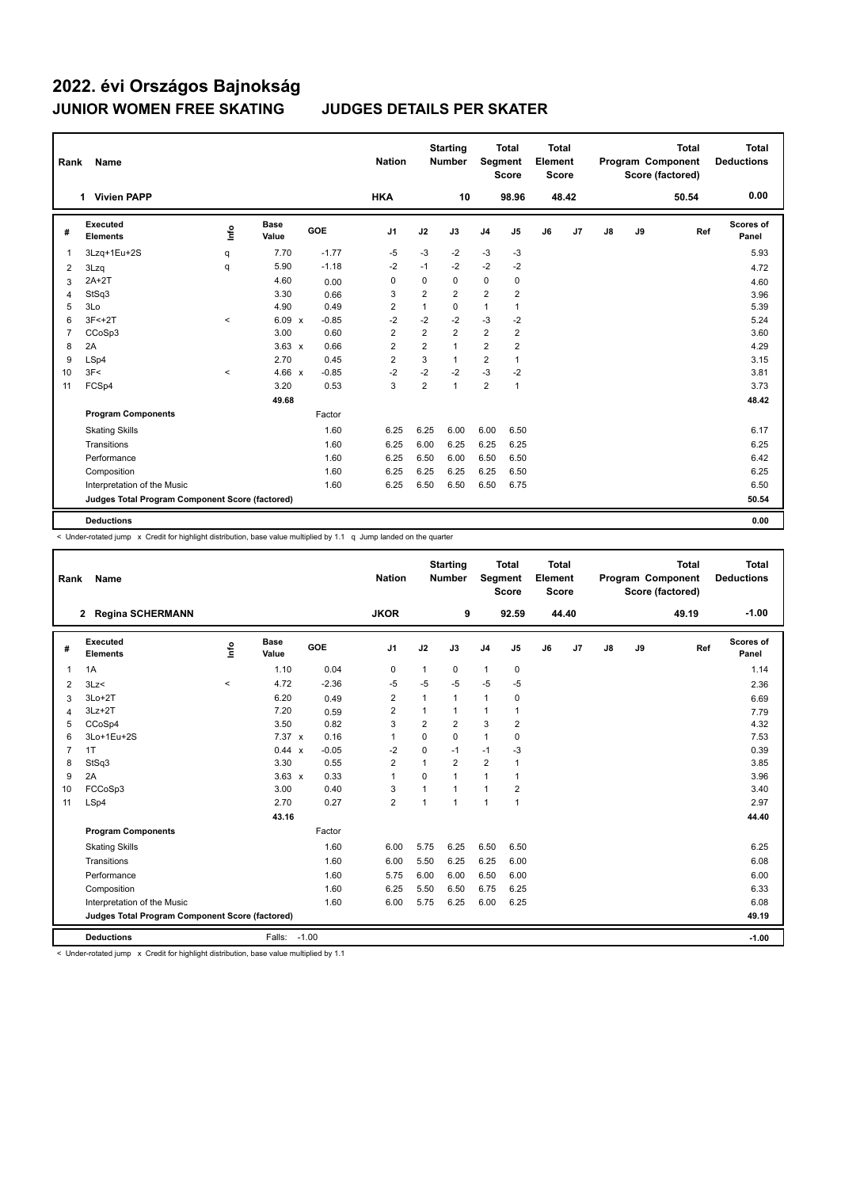# 2022. évi Országos Bajnokság

## JUNIOR WOMEN FREE SKATING JUDGES DETAILS PER SKATER

| Rank | Name | Nation | Starting Number | Total Segment Score | Total Element Score | Total Program Component Score (factored) | Total Deductions |
|---|---|---|---|---|---|---|---|
| 1 | Vivien PAPP | HKA | 10 | 98.96 | 48.42 | 50.54 | 0.00 |

| # | Executed Elements | Info | Base Value | | GOE | J1 | J2 | J3 | J4 | J5 | J6 | J7 | J8 | J9 | Ref | Scores of Panel |
|---|---|---|---|---|---|---|---|---|---|---|---|---|---|---|---|---|
| 1 | 3Lzq+1Eu+2S | q | 7.70 | | -1.77 | -5 | -3 | -2 | -3 | -3 | | | | | | 5.93 |
| 2 | 3Lzq | q | 5.90 | | -1.18 | -2 | -1 | -2 | -2 | -2 | | | | | | 4.72 |
| 3 | 2A+2T | | 4.60 | | 0.00 | 0 | 0 | 0 | 0 | 0 | | | | | | 4.60 |
| 4 | StSq3 | | 3.30 | | 0.66 | 3 | 2 | 2 | 2 | 2 | | | | | | 3.96 |
| 5 | 3Lo | | 4.90 | | 0.49 | 2 | 1 | 0 | 1 | 1 | | | | | | 5.39 |
| 6 | 3F<+2T | < | 6.09 | x | -0.85 | -2 | -2 | -2 | -3 | -2 | | | | | | 5.24 |
| 7 | CCoSp3 | | 3.00 | | 0.60 | 2 | 2 | 2 | 2 | 2 | | | | | | 3.60 |
| 8 | 2A | | 3.63 | x | 0.66 | 2 | 2 | 1 | 2 | 2 | | | | | | 4.29 |
| 9 | LSp4 | | 2.70 | | 0.45 | 2 | 3 | 1 | 2 | 1 | | | | | | 3.15 |
| 10 | 3F< | < | 4.66 | x | -0.85 | -2 | -2 | -2 | -3 | -2 | | | | | | 3.81 |
| 11 | FCSp4 | | 3.20 | | 0.53 | 3 | 2 | 1 | 2 | 1 | | | | | | 3.73 |
| | | | 49.68 | | | | | | | | | | | | | 48.42 |
| | **Program Components** | | | | Factor | | | | | | | | | | | |
| | Skating Skills | | | | 1.60 | 6.25 | 6.25 | 6.00 | 6.00 | 6.50 | | | | | | 6.17 |
| | Transitions | | | | 1.60 | 6.25 | 6.00 | 6.25 | 6.25 | 6.25 | | | | | | 6.25 |
| | Performance | | | | 1.60 | 6.25 | 6.50 | 6.00 | 6.50 | 6.50 | | | | | | 6.42 |
| | Composition | | | | 1.60 | 6.25 | 6.25 | 6.25 | 6.25 | 6.50 | | | | | | 6.25 |
| | Interpretation of the Music | | | | 1.60 | 6.25 | 6.50 | 6.50 | 6.50 | 6.75 | | | | | | 6.50 |
| | **Judges Total Program Component Score (factored)** | | | | | | | | | | | | | | | 50.54 |
| | **Deductions** | | | | | | | | | | | | | | | 0.00 |

< Under-rotated jump x Credit for highlight distribution, base value multiplied by 1.1 q Jump landed on the quarter

| Rank | Name | Nation | Starting Number | Total Segment Score | Total Element Score | Total Program Component Score (factored) | Total Deductions |
|---|---|---|---|---|---|---|---|
| 2 | Regina SCHERMANN | JKOR | 9 | 92.59 | 44.40 | 49.19 | -1.00 |

| # | Executed Elements | Info | Base Value | | GOE | J1 | J2 | J3 | J4 | J5 | J6 | J7 | J8 | J9 | Ref | Scores of Panel |
|---|---|---|---|---|---|---|---|---|---|---|---|---|---|---|---|---|
| 1 | 1A | | 1.10 | | 0.04 | 0 | 1 | 0 | 1 | 0 | | | | | | 1.14 |
| 2 | 3Lz< | < | 4.72 | | -2.36 | -5 | -5 | -5 | -5 | -5 | | | | | | 2.36 |
| 3 | 3Lo+2T | | 6.20 | | 0.49 | 2 | 1 | 1 | 1 | 0 | | | | | | 6.69 |
| 4 | 3Lz+2T | | 7.20 | | 0.59 | 2 | 1 | 1 | 1 | 1 | | | | | | 7.79 |
| 5 | CCoSp4 | | 3.50 | | 0.82 | 3 | 2 | 2 | 3 | 2 | | | | | | 4.32 |
| 6 | 3Lo+1Eu+2S | | 7.37 | x | 0.16 | 1 | 0 | 0 | 1 | 0 | | | | | | 7.53 |
| 7 | 1T | | 0.44 | x | -0.05 | -2 | 0 | -1 | -1 | -3 | | | | | | 0.39 |
| 8 | StSq3 | | 3.30 | | 0.55 | 2 | 1 | 2 | 2 | 1 | | | | | | 3.85 |
| 9 | 2A | | 3.63 | x | 0.33 | 1 | 0 | 1 | 1 | 1 | | | | | | 3.96 |
| 10 | FCCoSp3 | | 3.00 | | 0.40 | 3 | 1 | 1 | 1 | 2 | | | | | | 3.40 |
| 11 | LSp4 | | 2.70 | | 0.27 | 2 | 1 | 1 | 1 | 1 | | | | | | 2.97 |
| | | | 43.16 | | | | | | | | | | | | | 44.40 |
| | **Program Components** | | | | Factor | | | | | | | | | | | |
| | Skating Skills | | | | 1.60 | 6.00 | 5.75 | 6.25 | 6.50 | 6.50 | | | | | | 6.25 |
| | Transitions | | | | 1.60 | 6.00 | 5.50 | 6.25 | 6.25 | 6.00 | | | | | | 6.08 |
| | Performance | | | | 1.60 | 5.75 | 6.00 | 6.00 | 6.50 | 6.00 | | | | | | 6.00 |
| | Composition | | | | 1.60 | 6.25 | 5.50 | 6.50 | 6.75 | 6.25 | | | | | | 6.33 |
| | Interpretation of the Music | | | | 1.60 | 6.00 | 5.75 | 6.25 | 6.00 | 6.25 | | | | | | 6.08 |
| | **Judges Total Program Component Score (factored)** | | | | | | | | | | | | | | | 49.19 |
| | **Deductions** | | Falls: | -1.00 | | | | | | | | | | | | -1.00 |

< Under-rotated jump x Credit for highlight distribution, base value multiplied by 1.1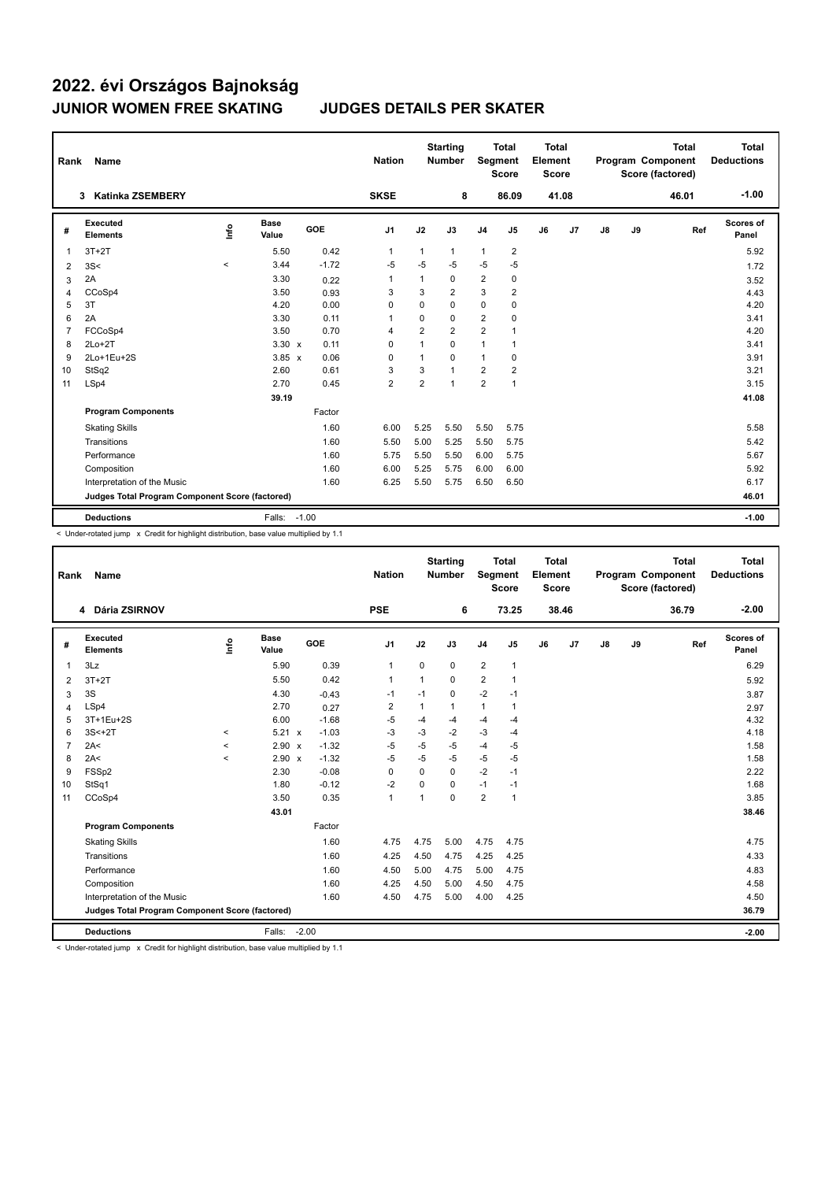# 2022. évi Országos Bajnokság

## JUNIOR WOMEN FREE SKATING JUDGES DETAILS PER SKATER

| Rank | Name | Nation | Starting Number | Total Segment Score | Total Element Score | Total Program Component Score (factored) | Total Deductions |
|---|---|---|---|---|---|---|---|
| 3 | Katinka ZSEMBERY | SKSE | 8 | 86.09 | 41.08 | 46.01 | -1.00 |

| # | Executed Elements | Info | Base Value | | GOE | J1 | J2 | J3 | J4 | J5 | J6 | J7 | J8 | J9 | Ref | Scores of Panel |
|---|---|---|---|---|---|---|---|---|---|---|---|---|---|---|---|---|
| 1 | 3T+2T | | 5.50 | | 0.42 | 1 | 1 | 1 | 1 | 2 | | | | | | 5.92 |
| 2 | 3S< | < | 3.44 | | -1.72 | -5 | -5 | -5 | -5 | -5 | | | | | | 1.72 |
| 3 | 2A | | 3.30 | | 0.22 | 1 | 1 | 0 | 2 | 0 | | | | | | 3.52 |
| 4 | CCoSp4 | | 3.50 | | 0.93 | 3 | 3 | 2 | 3 | 2 | | | | | | 4.43 |
| 5 | 3T | | 4.20 | | 0.00 | 0 | 0 | 0 | 0 | 0 | | | | | | 4.20 |
| 6 | 2A | | 3.30 | | 0.11 | 1 | 0 | 0 | 2 | 0 | | | | | | 3.41 |
| 7 | FCCoSp4 | | 3.50 | | 0.70 | 4 | 2 | 2 | 2 | 1 | | | | | | 4.20 |
| 8 | 2Lo+2T | | 3.30 | x | 0.11 | 0 | 1 | 0 | 1 | 1 | | | | | | 3.41 |
| 9 | 2Lo+1Eu+2S | | 3.85 | x | 0.06 | 0 | 1 | 0 | 1 | 0 | | | | | | 3.91 |
| 10 | StSq2 | | 2.60 | | 0.61 | 3 | 3 | 1 | 2 | 2 | | | | | | 3.21 |
| 11 | LSp4 | | 2.70 | | 0.45 | 2 | 2 | 1 | 2 | 1 | | | | | | 3.15 |
| | | | 39.19 | | | | | | | | | | | | | 41.08 |
| | **Program Components** | | | | Factor | | | | | | | | | | | |
| | Skating Skills | | | | 1.60 | 6.00 | 5.25 | 5.50 | 5.50 | 5.75 | | | | | | 5.58 |
| | Transitions | | | | 1.60 | 5.50 | 5.00 | 5.25 | 5.50 | 5.75 | | | | | | 5.42 |
| | Performance | | | | 1.60 | 5.75 | 5.50 | 5.50 | 6.00 | 5.75 | | | | | | 5.67 |
| | Composition | | | | 1.60 | 6.00 | 5.25 | 5.75 | 6.00 | 6.00 | | | | | | 5.92 |
| | Interpretation of the Music | | | | 1.60 | 6.25 | 5.50 | 5.75 | 6.50 | 6.50 | | | | | | 6.17 |
| | **Judges Total Program Component Score (factored)** | | | | | | | | | | | | | | | 46.01 |
| | **Deductions** | | Falls: | | -1.00 | | | | | | | | | | | -1.00 |

< Under-rotated jump x Credit for highlight distribution, base value multiplied by 1.1

| Rank | Name | Nation | Starting Number | Total Segment Score | Total Element Score | Total Program Component Score (factored) | Total Deductions |
|---|---|---|---|---|---|---|---|
| 4 | Dária ZSIRNOV | PSE | 6 | 73.25 | 38.46 | 36.79 | -2.00 |

| # | Executed Elements | Info | Base Value | | GOE | J1 | J2 | J3 | J4 | J5 | J6 | J7 | J8 | J9 | Ref | Scores of Panel |
|---|---|---|---|---|---|---|---|---|---|---|---|---|---|---|---|---|
| 1 | 3Lz | | 5.90 | | 0.39 | 1 | 0 | 0 | 2 | 1 | | | | | | 6.29 |
| 2 | 3T+2T | | 5.50 | | 0.42 | 1 | 1 | 0 | 2 | 1 | | | | | | 5.92 |
| 3 | 3S | | 4.30 | | -0.43 | -1 | -1 | 0 | -2 | -1 | | | | | | 3.87 |
| 4 | LSp4 | | 2.70 | | 0.27 | 2 | 1 | 1 | 1 | 1 | | | | | | 2.97 |
| 5 | 3T+1Eu+2S | | 6.00 | | -1.68 | -5 | -4 | -4 | -4 | -4 | | | | | | 4.32 |
| 6 | 3S<+2T | < | 5.21 | x | -1.03 | -3 | -3 | -2 | -3 | -4 | | | | | | 4.18 |
| 7 | 2A< | < | 2.90 | x | -1.32 | -5 | -5 | -5 | -4 | -5 | | | | | | 1.58 |
| 8 | 2A< | < | 2.90 | x | -1.32 | -5 | -5 | -5 | -5 | -5 | | | | | | 1.58 |
| 9 | FSSp2 | | 2.30 | | -0.08 | 0 | 0 | 0 | -2 | -1 | | | | | | 2.22 |
| 10 | StSq1 | | 1.80 | | -0.12 | -2 | 0 | 0 | -1 | -1 | | | | | | 1.68 |
| 11 | CCoSp4 | | 3.50 | | 0.35 | 1 | 1 | 0 | 2 | 1 | | | | | | 3.85 |
| | | | 43.01 | | | | | | | | | | | | | 38.46 |
| | **Program Components** | | | | Factor | | | | | | | | | | | |
| | Skating Skills | | | | 1.60 | 4.75 | 4.75 | 5.00 | 4.75 | 4.75 | | | | | | 4.75 |
| | Transitions | | | | 1.60 | 4.25 | 4.50 | 4.75 | 4.25 | 4.25 | | | | | | 4.33 |
| | Performance | | | | 1.60 | 4.50 | 5.00 | 4.75 | 5.00 | 4.75 | | | | | | 4.83 |
| | Composition | | | | 1.60 | 4.25 | 4.50 | 5.00 | 4.50 | 4.75 | | | | | | 4.58 |
| | Interpretation of the Music | | | | 1.60 | 4.50 | 4.75 | 5.00 | 4.00 | 4.25 | | | | | | 4.50 |
| | **Judges Total Program Component Score (factored)** | | | | | | | | | | | | | | | 36.79 |
| | **Deductions** | | Falls: | | -2.00 | | | | | | | | | | | -2.00 |

< Under-rotated jump x Credit for highlight distribution, base value multiplied by 1.1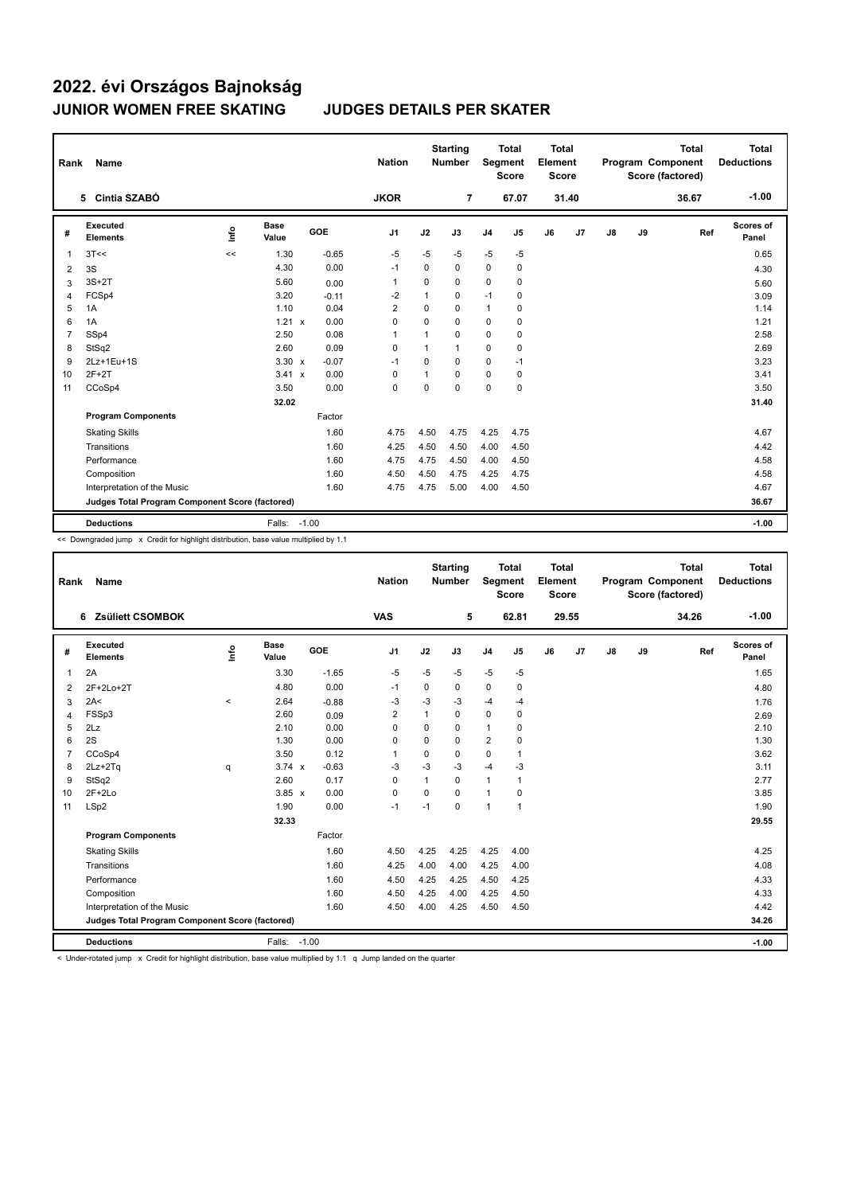# 2022. évi Országos Bajnokság

## JUNIOR WOMEN FREE SKATING JUDGES DETAILS PER SKATER

| Rank | Name | Nation | Starting Number | Total Segment Score | Total Element Score | Total Program Component Score (factored) | Total Deductions |
|---|---|---|---|---|---|---|---|
| 5 | Cintia SZABÓ | JKOR | 7 | 67.07 | 31.40 | 36.67 | -1.00 |

| # | Executed Elements | Info | Base Value | | GOE | J1 | J2 | J3 | J4 | J5 | J6 | J7 | J8 | J9 | Ref | Scores of Panel |
|---|---|---|---|---|---|---|---|---|---|---|---|---|---|---|---|---|
| 1 | 3T<< | << | 1.30 | | -0.65 | -5 | -5 | -5 | -5 | -5 | | | | | | 0.65 |
| 2 | 3S | | 4.30 | | 0.00 | -1 | 0 | 0 | 0 | 0 | | | | | | 4.30 |
| 3 | 3S+2T | | 5.60 | | 0.00 | 1 | 0 | 0 | 0 | 0 | | | | | | 5.60 |
| 4 | FCSp4 | | 3.20 | | -0.11 | -2 | 1 | 0 | -1 | 0 | | | | | | 3.09 |
| 5 | 1A | | 1.10 | | 0.04 | 2 | 0 | 0 | 1 | 0 | | | | | | 1.14 |
| 6 | 1A | | 1.21 | x | 0.00 | 0 | 0 | 0 | 0 | 0 | | | | | | 1.21 |
| 7 | SSp4 | | 2.50 | | 0.08 | 1 | 1 | 0 | 0 | 0 | | | | | | 2.58 |
| 8 | StSq2 | | 2.60 | | 0.09 | 0 | 1 | 1 | 0 | 0 | | | | | | 2.69 |
| 9 | 2Lz+1Eu+1S | | 3.30 | x | -0.07 | -1 | 0 | 0 | 0 | -1 | | | | | | 3.23 |
| 10 | 2F+2T | | 3.41 | x | 0.00 | 0 | 1 | 0 | 0 | 0 | | | | | | 3.41 |
| 11 | CCoSp4 | | 3.50 | | 0.00 | 0 | 0 | 0 | 0 | 0 | | | | | | 3.50 |
| | | | 32.02 | | | | | | | | | | | | | 31.40 |
| | **Program Components** | | | | Factor | | | | | | | | | | | |
| | Skating Skills | | | | 1.60 | 4.75 | 4.50 | 4.75 | 4.25 | 4.75 | | | | | | 4.67 |
| | Transitions | | | | 1.60 | 4.25 | 4.50 | 4.50 | 4.00 | 4.50 | | | | | | 4.42 |
| | Performance | | | | 1.60 | 4.75 | 4.75 | 4.50 | 4.00 | 4.50 | | | | | | 4.58 |
| | Composition | | | | 1.60 | 4.50 | 4.50 | 4.75 | 4.25 | 4.75 | | | | | | 4.58 |
| | Interpretation of the Music | | | | 1.60 | 4.75 | 4.75 | 5.00 | 4.00 | 4.50 | | | | | | 4.67 |
| | **Judges Total Program Component Score (factored)** | | | | | | | | | | | | | | | 36.67 |
| | **Deductions** | | Falls: | | -1.00 | | | | | | | | | | | -1.00 |

<< Downgraded jump x Credit for highlight distribution, base value multiplied by 1.1

| Rank | Name | Nation | Starting Number | Total Segment Score | Total Element Score | Total Program Component Score (factored) | Total Deductions |
|---|---|---|---|---|---|---|---|
| 6 | Zsüliett CSOMBOK | VAS | 5 | 62.81 | 29.55 | 34.26 | -1.00 |

| # | Executed Elements | Info | Base Value | | GOE | J1 | J2 | J3 | J4 | J5 | J6 | J7 | J8 | J9 | Ref | Scores of Panel |
|---|---|---|---|---|---|---|---|---|---|---|---|---|---|---|---|---|
| 1 | 2A | | 3.30 | | -1.65 | -5 | -5 | -5 | -5 | -5 | | | | | | 1.65 |
| 2 | 2F+2Lo+2T | | 4.80 | | 0.00 | -1 | 0 | 0 | 0 | 0 | | | | | | 4.80 |
| 3 | 2A< | < | 2.64 | | -0.88 | -3 | -3 | -3 | -4 | -4 | | | | | | 1.76 |
| 4 | FSSp3 | | 2.60 | | 0.09 | 2 | 1 | 0 | 0 | 0 | | | | | | 2.69 |
| 5 | 2Lz | | 2.10 | | 0.00 | 0 | 0 | 0 | 1 | 0 | | | | | | 2.10 |
| 6 | 2S | | 1.30 | | 0.00 | 0 | 0 | 0 | 2 | 0 | | | | | | 1.30 |
| 7 | CCoSp4 | | 3.50 | | 0.12 | 1 | 0 | 0 | 0 | 1 | | | | | | 3.62 |
| 8 | 2Lz+2Tq | q | 3.74 | x | -0.63 | -3 | -3 | -3 | -4 | -3 | | | | | | 3.11 |
| 9 | StSq2 | | 2.60 | | 0.17 | 0 | 1 | 0 | 1 | 1 | | | | | | 2.77 |
| 10 | 2F+2Lo | | 3.85 | x | 0.00 | 0 | 0 | 0 | 1 | 0 | | | | | | 3.85 |
| 11 | LSp2 | | 1.90 | | 0.00 | -1 | -1 | 0 | 1 | 1 | | | | | | 1.90 |
| | | | 32.33 | | | | | | | | | | | | | 29.55 |
| | **Program Components** | | | | Factor | | | | | | | | | | | |
| | Skating Skills | | | | 1.60 | 4.50 | 4.25 | 4.25 | 4.25 | 4.00 | | | | | | 4.25 |
| | Transitions | | | | 1.60 | 4.25 | 4.00 | 4.00 | 4.25 | 4.00 | | | | | | 4.08 |
| | Performance | | | | 1.60 | 4.50 | 4.25 | 4.25 | 4.50 | 4.25 | | | | | | 4.33 |
| | Composition | | | | 1.60 | 4.50 | 4.25 | 4.00 | 4.25 | 4.50 | | | | | | 4.33 |
| | Interpretation of the Music | | | | 1.60 | 4.50 | 4.00 | 4.25 | 4.50 | 4.50 | | | | | | 4.42 |
| | **Judges Total Program Component Score (factored)** | | | | | | | | | | | | | | | 34.26 |
| | **Deductions** | | Falls: | | -1.00 | | | | | | | | | | | -1.00 |

< Under-rotated jump x Credit for highlight distribution, base value multiplied by 1.1 q Jump landed on the quarter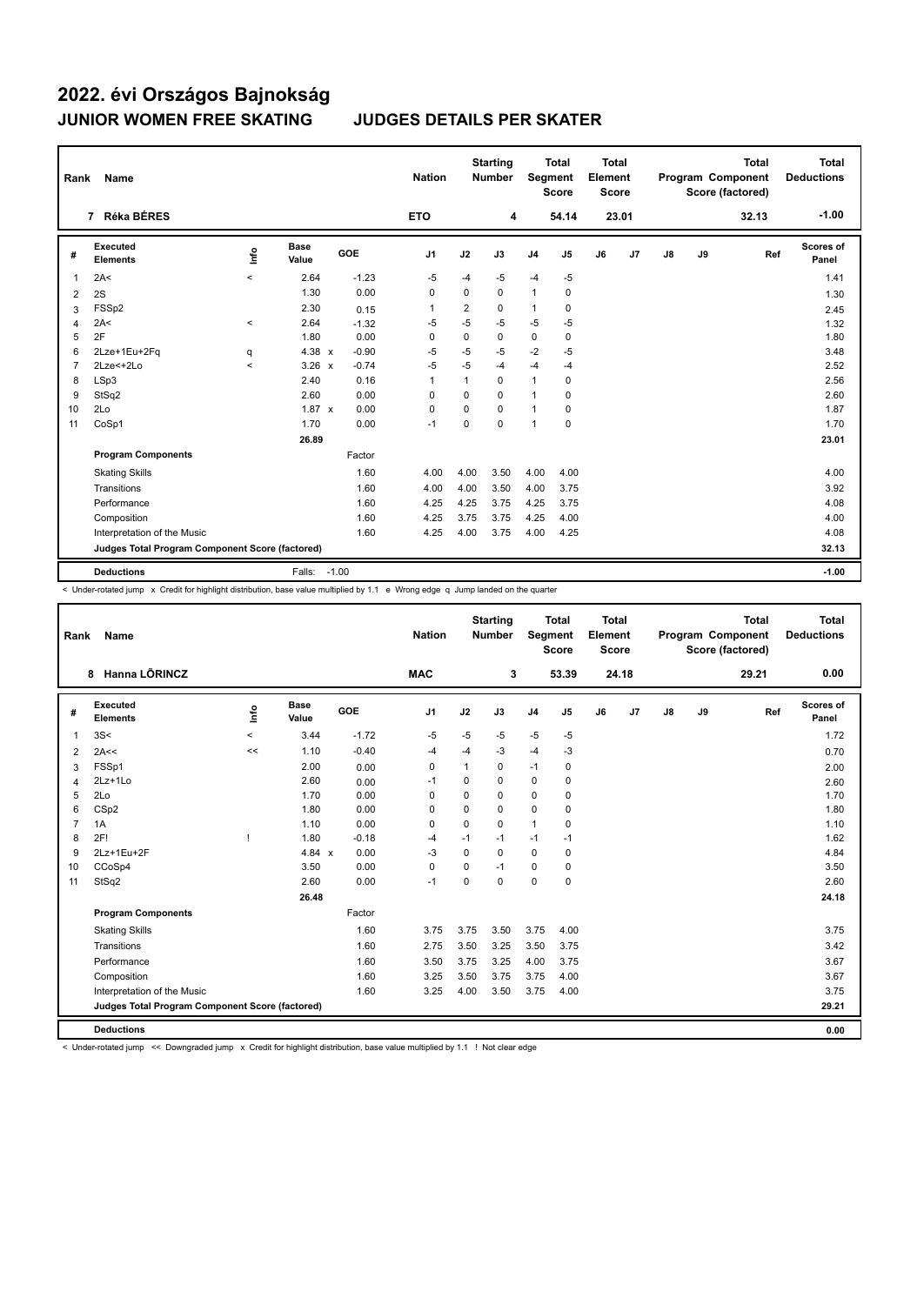# 2022. évi Országos Bajnokság

## JUNIOR WOMEN FREE SKATING JUDGES DETAILS PER SKATER

| Rank | Name | Nation | Starting Number | Total Segment Score | Total Element Score | Total Program Component Score (factored) | Total Deductions |
|---|---|---|---|---|---|---|---|
| 7 | Réka BÉRES | ETO | 4 | 54.14 | 23.01 | 32.13 | -1.00 |

| # | Executed Elements | Info | Base Value | | GOE | J1 | J2 | J3 | J4 | J5 | J6 | J7 | J8 | J9 | Ref | Scores of Panel |
|---|---|---|---|---|---|---|---|---|---|---|---|---|---|---|---|---|
| 1 | 2A< | < | 2.64 | | -1.23 | -5 | -4 | -5 | -4 | -5 | | | | | | 1.41 |
| 2 | 2S | | 1.30 | | 0.00 | 0 | 0 | 0 | 1 | 0 | | | | | | 1.30 |
| 3 | FSSp2 | | 2.30 | | 0.15 | 1 | 2 | 0 | 1 | 0 | | | | | | 2.45 |
| 4 | 2A< | < | 2.64 | | -1.32 | -5 | -5 | -5 | -5 | -5 | | | | | | 1.32 |
| 5 | 2F | | 1.80 | | 0.00 | 0 | 0 | 0 | 0 | 0 | | | | | | 1.80 |
| 6 | 2Lze+1Eu+2Fq | q | 4.38 | x | -0.90 | -5 | -5 | -5 | -2 | -5 | | | | | | 3.48 |
| 7 | 2Lze<+2Lo | < | 3.26 | x | -0.74 | -5 | -5 | -4 | -4 | -4 | | | | | | 2.52 |
| 8 | LSp3 | | 2.40 | | 0.16 | 1 | 1 | 0 | 1 | 0 | | | | | | 2.56 |
| 9 | StSq2 | | 2.60 | | 0.00 | 0 | 0 | 0 | 1 | 0 | | | | | | 2.60 |
| 10 | 2Lo | | 1.87 | x | 0.00 | 0 | 0 | 0 | 1 | 0 | | | | | | 1.87 |
| 11 | CoSp1 | | 1.70 | | 0.00 | -1 | 0 | 0 | 1 | 0 | | | | | | 1.70 |
| | | | 26.89 | | | | | | | | | | | | | 23.01 |
| | **Program Components** | | | | Factor | | | | | | | | | | | |
| | Skating Skills | | | | 1.60 | 4.00 | 4.00 | 3.50 | 4.00 | 4.00 | | | | | | 4.00 |
| | Transitions | | | | 1.60 | 4.00 | 4.00 | 3.50 | 4.00 | 3.75 | | | | | | 3.92 |
| | Performance | | | | 1.60 | 4.25 | 4.25 | 3.75 | 4.25 | 3.75 | | | | | | 4.08 |
| | Composition | | | | 1.60 | 4.25 | 3.75 | 3.75 | 4.25 | 4.00 | | | | | | 4.00 |
| | Interpretation of the Music | | | | 1.60 | 4.25 | 4.00 | 3.75 | 4.00 | 4.25 | | | | | | 4.08 |
| | **Judges Total Program Component Score (factored)** | | | | | | | | | | | | | | | 32.13 |
| | **Deductions** | | Falls: | -1.00 | | | | | | | | | | | | -1.00 |

< Under-rotated jump x Credit for highlight distribution, base value multiplied by 1.1 e Wrong edge q Jump landed on the quarter

| Rank | Name | Nation | Starting Number | Total Segment Score | Total Element Score | Total Program Component Score (factored) | Total Deductions |
|---|---|---|---|---|---|---|---|
| 8 | Hanna LŐRINCZ | MAC | 3 | 53.39 | 24.18 | 29.21 | 0.00 |

| # | Executed Elements | Info | Base Value | | GOE | J1 | J2 | J3 | J4 | J5 | J6 | J7 | J8 | J9 | Ref | Scores of Panel |
|---|---|---|---|---|---|---|---|---|---|---|---|---|---|---|---|---|
| 1 | 3S< | < | 3.44 | | -1.72 | -5 | -5 | -5 | -5 | -5 | | | | | | 1.72 |
| 2 | 2A<< | << | 1.10 | | -0.40 | -4 | -4 | -3 | -4 | -3 | | | | | | 0.70 |
| 3 | FSSp1 | | 2.00 | | 0.00 | 0 | 1 | 0 | -1 | 0 | | | | | | 2.00 |
| 4 | 2Lz+1Lo | | 2.60 | | 0.00 | -1 | 0 | 0 | 0 | 0 | | | | | | 2.60 |
| 5 | 2Lo | | 1.70 | | 0.00 | 0 | 0 | 0 | 0 | 0 | | | | | | 1.70 |
| 6 | CSp2 | | 1.80 | | 0.00 | 0 | 0 | 0 | 0 | 0 | | | | | | 1.80 |
| 7 | 1A | | 1.10 | | 0.00 | 0 | 0 | 0 | 1 | 0 | | | | | | 1.10 |
| 8 | 2F! | ! | 1.80 | | -0.18 | -4 | -1 | -1 | -1 | -1 | | | | | | 1.62 |
| 9 | 2Lz+1Eu+2F | | 4.84 | x | 0.00 | -3 | 0 | 0 | 0 | 0 | | | | | | 4.84 |
| 10 | CCoSp4 | | 3.50 | | 0.00 | 0 | 0 | -1 | 0 | 0 | | | | | | 3.50 |
| 11 | StSq2 | | 2.60 | | 0.00 | -1 | 0 | 0 | 0 | 0 | | | | | | 2.60 |
| | | | 26.48 | | | | | | | | | | | | | 24.18 |
| | **Program Components** | | | | Factor | | | | | | | | | | | |
| | Skating Skills | | | | 1.60 | 3.75 | 3.75 | 3.50 | 3.75 | 4.00 | | | | | | 3.75 |
| | Transitions | | | | 1.60 | 2.75 | 3.50 | 3.25 | 3.50 | 3.75 | | | | | | 3.42 |
| | Performance | | | | 1.60 | 3.50 | 3.75 | 3.25 | 4.00 | 3.75 | | | | | | 3.67 |
| | Composition | | | | 1.60 | 3.25 | 3.50 | 3.75 | 3.75 | 4.00 | | | | | | 3.67 |
| | Interpretation of the Music | | | | 1.60 | 3.25 | 4.00 | 3.50 | 3.75 | 4.00 | | | | | | 3.75 |
| | **Judges Total Program Component Score (factored)** | | | | | | | | | | | | | | | 29.21 |
| | **Deductions** | | | | | | | | | | | | | | | 0.00 |

< Under-rotated jump << Downgraded jump x Credit for highlight distribution, base value multiplied by 1.1 ! Not clear edge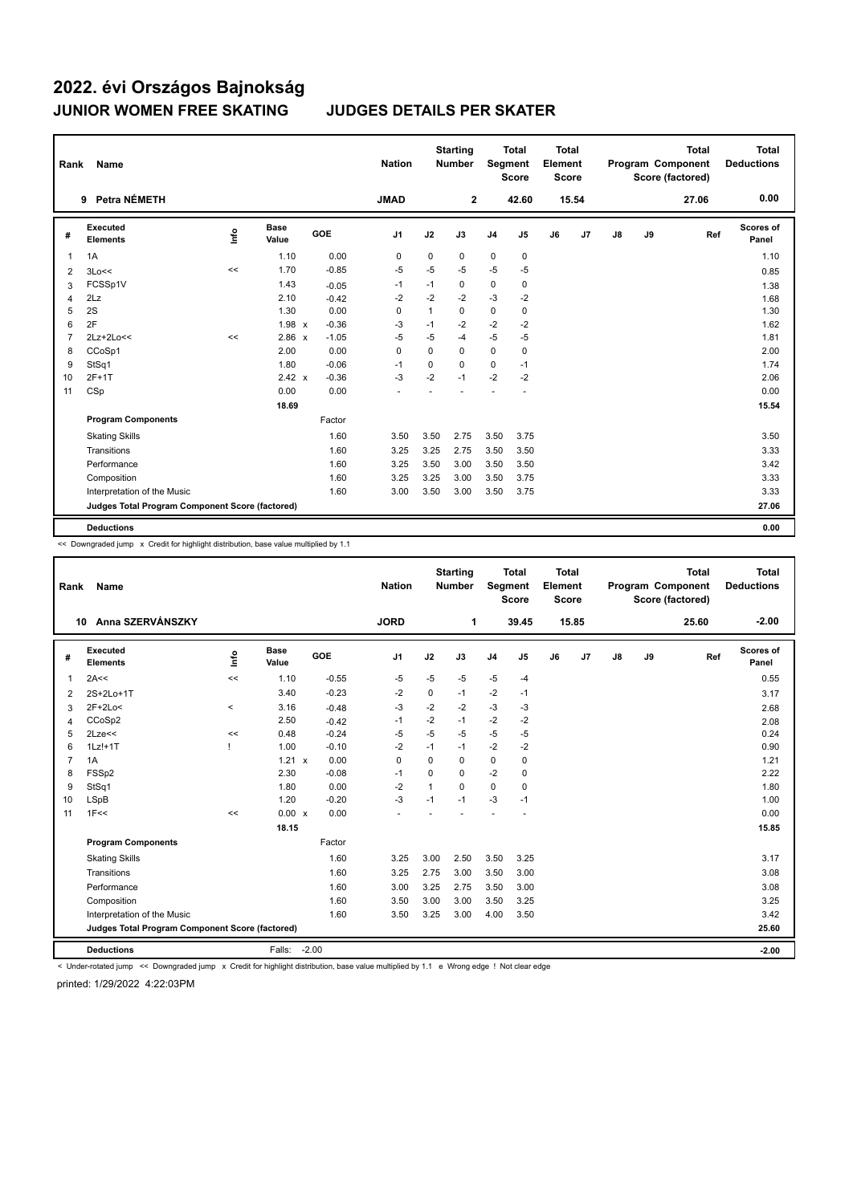# 2022. évi Országos Bajnokság

## JUNIOR WOMEN FREE SKATING JUDGES DETAILS PER SKATER

| Rank | Name | Nation | Starting Number | Total Segment Score | Total Element Score | Total Program Component Score (factored) | Total Deductions |
|---|---|---|---|---|---|---|---|
| 9 | Petra NÉMETH | JMAD | 2 | 42.60 | 15.54 | 27.06 | 0.00 |

| # | Executed Elements | Info | Base Value | | GOE | J1 | J2 | J3 | J4 | J5 | J6 | J7 | J8 | J9 | Ref | Scores of Panel |
|---|---|---|---|---|---|---|---|---|---|---|---|---|---|---|---|---|
| 1 | 1A | | 1.10 | | 0.00 | 0 | 0 | 0 | 0 | 0 | | | | | | 1.10 |
| 2 | 3Lo<< | << | 1.70 | | -0.85 | -5 | -5 | -5 | -5 | -5 | | | | | | 0.85 |
| 3 | FCSSp1V | | 1.43 | | -0.05 | -1 | -1 | 0 | 0 | 0 | | | | | | 1.38 |
| 4 | 2Lz | | 2.10 | | -0.42 | -2 | -2 | -2 | -3 | -2 | | | | | | 1.68 |
| 5 | 2S | | 1.30 | | 0.00 | 0 | 1 | 0 | 0 | 0 | | | | | | 1.30 |
| 6 | 2F | | 1.98 | x | -0.36 | -3 | -1 | -2 | -2 | -2 | | | | | | 1.62 |
| 7 | 2Lz+2Lo<< | << | 2.86 | x | -1.05 | -5 | -5 | -4 | -5 | -5 | | | | | | 1.81 |
| 8 | CCoSp1 | | 2.00 | | 0.00 | 0 | 0 | 0 | 0 | 0 | | | | | | 2.00 |
| 9 | StSq1 | | 1.80 | | -0.06 | -1 | 0 | 0 | 0 | -1 | | | | | | 1.74 |
| 10 | 2F+1T | | 2.42 | x | -0.36 | -3 | -2 | -1 | -2 | -2 | | | | | | 2.06 |
| 11 | CSp | | 0.00 | | 0.00 | - | - | - | - | - | | | | | | 0.00 |
| | | | 18.69 | | | | | | | | | | | | | 15.54 |
| | **Program Components** | | | | Factor | | | | | | | | | | | |
| | Skating Skills | | | | 1.60 | 3.50 | 3.50 | 2.75 | 3.50 | 3.75 | | | | | | 3.50 |
| | Transitions | | | | 1.60 | 3.25 | 3.25 | 2.75 | 3.50 | 3.50 | | | | | | 3.33 |
| | Performance | | | | 1.60 | 3.25 | 3.50 | 3.00 | 3.50 | 3.50 | | | | | | 3.42 |
| | Composition | | | | 1.60 | 3.25 | 3.25 | 3.00 | 3.50 | 3.75 | | | | | | 3.33 |
| | Interpretation of the Music | | | | 1.60 | 3.00 | 3.50 | 3.00 | 3.50 | 3.75 | | | | | | 3.33 |
| | **Judges Total Program Component Score (factored)** | | | | | | | | | | | | | | | 27.06 |
| | **Deductions** | | | | | | | | | | | | | | | 0.00 |

<< Downgraded jump x Credit for highlight distribution, base value multiplied by 1.1

| Rank | Name | Nation | Starting Number | Total Segment Score | Total Element Score | Total Program Component Score (factored) | Total Deductions |
|---|---|---|---|---|---|---|---|
| 10 | Anna SZERVÁNSZKY | JORD | 1 | 39.45 | 15.85 | 25.60 | -2.00 |

| # | Executed Elements | Info | Base Value | | GOE | J1 | J2 | J3 | J4 | J5 | J6 | J7 | J8 | J9 | Ref | Scores of Panel |
|---|---|---|---|---|---|---|---|---|---|---|---|---|---|---|---|---|
| 1 | 2A<< | << | 1.10 | | -0.55 | -5 | -5 | -5 | -5 | -4 | | | | | | 0.55 |
| 2 | 2S+2Lo+1T | | 3.40 | | -0.23 | -2 | 0 | -1 | -2 | -1 | | | | | | 3.17 |
| 3 | 2F+2Lo< | < | 3.16 | | -0.48 | -3 | -2 | -2 | -3 | -3 | | | | | | 2.68 |
| 4 | CCoSp2 | | 2.50 | | -0.42 | -1 | -2 | -1 | -2 | -2 | | | | | | 2.08 |
| 5 | 2Lze<< | << | 0.48 | | -0.24 | -5 | -5 | -5 | -5 | -5 | | | | | | 0.24 |
| 6 | 1Lz!+1T | ! | 1.00 | | -0.10 | -2 | -1 | -1 | -2 | -2 | | | | | | 0.90 |
| 7 | 1A | | 1.21 | x | 0.00 | 0 | 0 | 0 | 0 | 0 | | | | | | 1.21 |
| 8 | FSSp2 | | 2.30 | | -0.08 | -1 | 0 | 0 | -2 | 0 | | | | | | 2.22 |
| 9 | StSq1 | | 1.80 | | 0.00 | -2 | 1 | 0 | 0 | 0 | | | | | | 1.80 |
| 10 | LSpB | | 1.20 | | -0.20 | -3 | -1 | -1 | -3 | -1 | | | | | | 1.00 |
| 11 | 1F<< | << | 0.00 | x | 0.00 | - | - | - | - | - | | | | | | 0.00 |
| | | | 18.15 | | | | | | | | | | | | | 15.85 |
| | **Program Components** | | | | Factor | | | | | | | | | | | |
| | Skating Skills | | | | 1.60 | 3.25 | 3.00 | 2.50 | 3.50 | 3.25 | | | | | | 3.17 |
| | Transitions | | | | 1.60 | 3.25 | 2.75 | 3.00 | 3.50 | 3.00 | | | | | | 3.08 |
| | Performance | | | | 1.60 | 3.00 | 3.25 | 2.75 | 3.50 | 3.00 | | | | | | 3.08 |
| | Composition | | | | 1.60 | 3.50 | 3.00 | 3.00 | 3.50 | 3.25 | | | | | | 3.25 |
| | Interpretation of the Music | | | | 1.60 | 3.50 | 3.25 | 3.00 | 4.00 | 3.50 | | | | | | 3.42 |
| | **Judges Total Program Component Score (factored)** | | | | | | | | | | | | | | | 25.60 |
| | **Deductions** | | Falls: | -2.00 | | | | | | | | | | | | -2.00 |

< Under-rotated jump << Downgraded jump x Credit for highlight distribution, base value multiplied by 1.1 e Wrong edge ! Not clear edge

printed: 1/29/2022 4:22:03PM